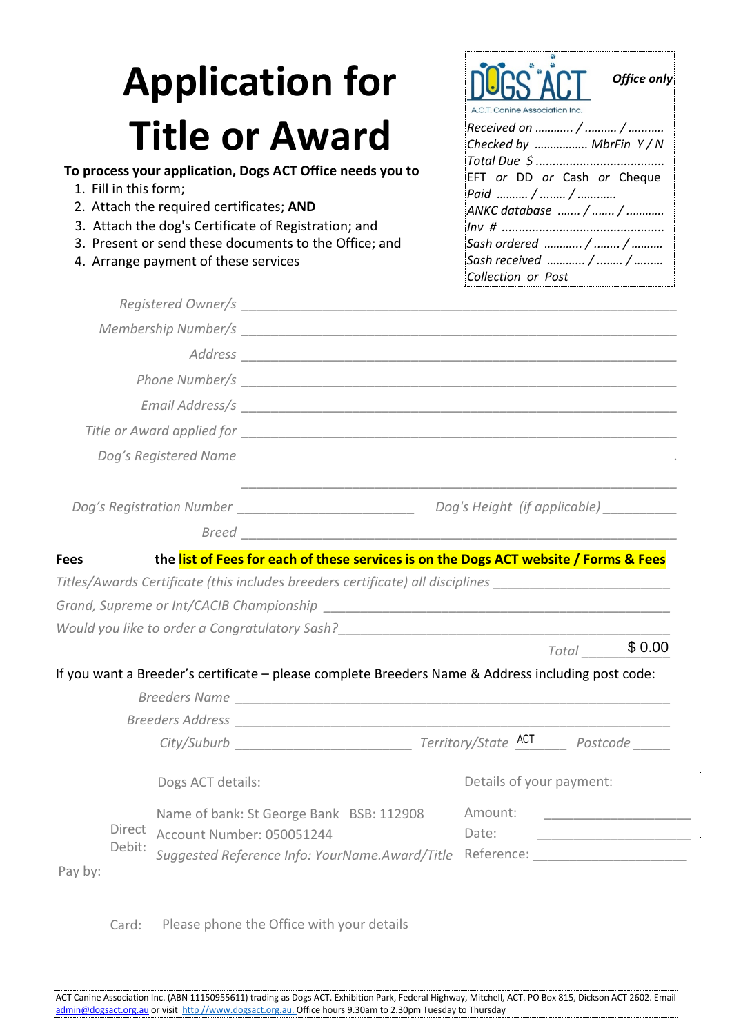# Application for Title or Award

**To process your application, Dogs ACT Office needs you to**

1. Fill in this form;
2. Attach the required certificates; **AND**
3. Attach the dog's Certificate of Registration; and
3. Present or send these documents to the Office; and
4. Arrange payment of these services

DOGS ACT
A.C.T. Canine Association Inc.

***Office only***

*Received on ........... / ......... / ..........*
*Checked by ................ MbrFin Y / N*
*Total Due $ ....................................*
EFT *or* DD *or* Cash *or* Cheque
*Paid .......... / ........ / ...........*
*ANKC database ....... / ....... / ...........*
*Inv # ...............................................*
*Sash ordered ........... / ....... / .........*
*Sash received ........... / ....... / ........*
*Collection or Post*

*Registered Owner/s* ______________________________

*Membership Number/s* ______________________________

*Address* ______________________________

*Phone Number/s* ______________________________

*Email Address/s* ______________________________

*Title or Award applied for* ______________________________

*Dog's Registered Name* ______________________________

*Dog's Registration Number* ____________________ *Dog's Height (if applicable)* __________

*Breed* ______________________________

**Fees** **the list of Fees for each of these services is on the Dogs ACT website / Forms & Fees**

*Titles/Awards Certificate (this includes breeders certificate) all disciplines* ____________________

*Grand, Supreme or Int/CACIB Championship* ____________________

*Would you like to order a Congratulatory Sash?* ____________________

*Total* $ 0.00

If you want a Breeder's certificate – please complete Breeders Name & Address including post code:

*Breeders Name* ______________________________

*Breeders Address* ______________________________

*City/Suburb* ____________________ *Territory/State* ACT *Postcode* _____

Pay by:

Direct Debit:

Dogs ACT details:

Name of bank: St George Bank BSB: 112908
Account Number: 050051244
*Suggested Reference Info: YourName.Award/Title*

Details of your payment:

Amount: ____________________
Date: ____________________
Reference: ____________________

Card: Please phone the Office with your details

ACT Canine Association Inc. (ABN 11150955611) trading as Dogs ACT. Exhibition Park, Federal Highway, Mitchell, ACT. PO Box 815, Dickson ACT 2602. Email admin@dogsact.org.au or visit http //www.dogsact.org.au. Office hours 9.30am to 2.30pm Tuesday to Thursday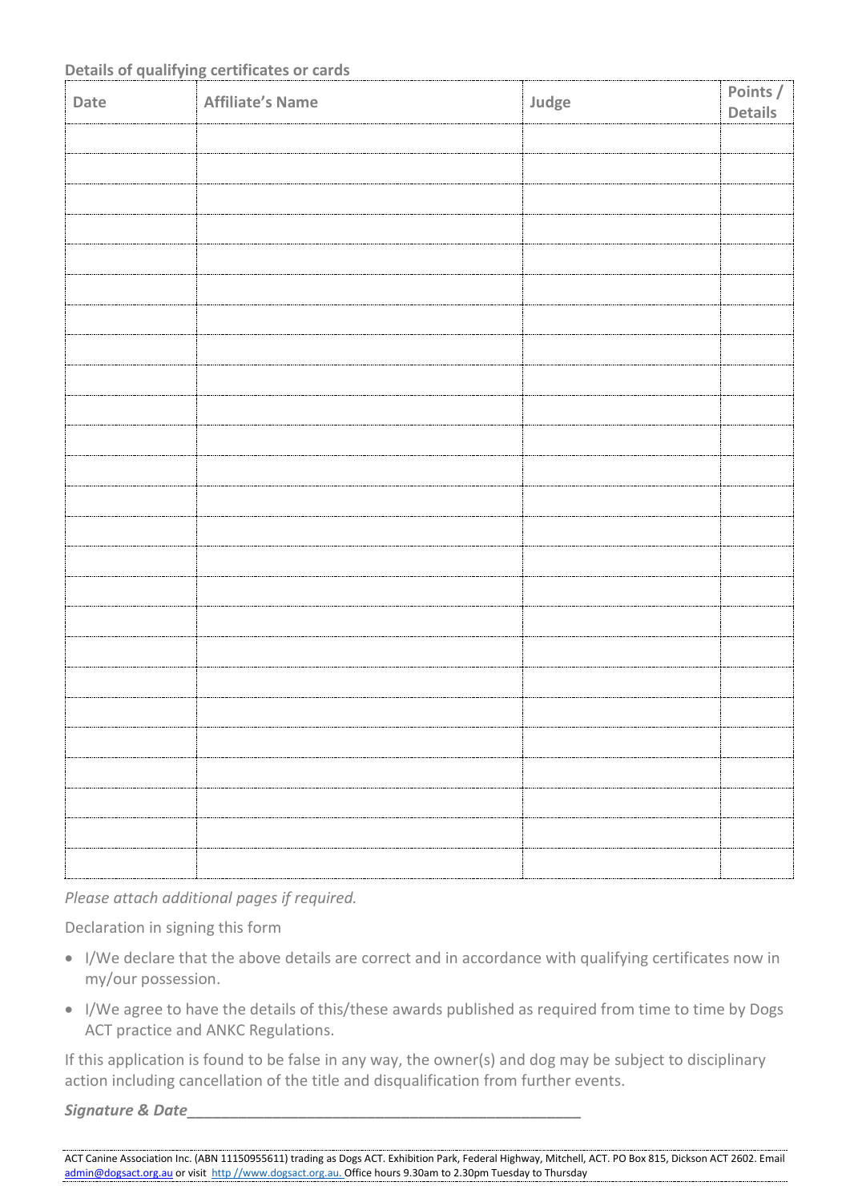**Details of qualifying certificates or cards**

| Date | Affiliate's Name | Judge | Points / Details |
|---|---|---|---|
| | | | |
| | | | |
| | | | |
| | | | |
| | | | |
| | | | |
| | | | |
| | | | |
| | | | |
| | | | |
| | | | |
| | | | |
| | | | |
| | | | |
| | | | |
| | | | |
| | | | |
| | | | |
| | | | |
| | | | |
| | | | |
| | | | |
| | | | |
| | | | |
| | | | |

*Please attach additional pages if required.*

Declaration in signing this form

- I/We declare that the above details are correct and in accordance with qualifying certificates now in my/our possession.
- I/We agree to have the details of this/these awards published as required from time to time by Dogs ACT practice and ANKC Regulations.

If this application is found to be false in any way, the owner(s) and dog may be subject to disciplinary action including cancellation of the title and disqualification from further events.

***Signature & Date*______________________________________________**